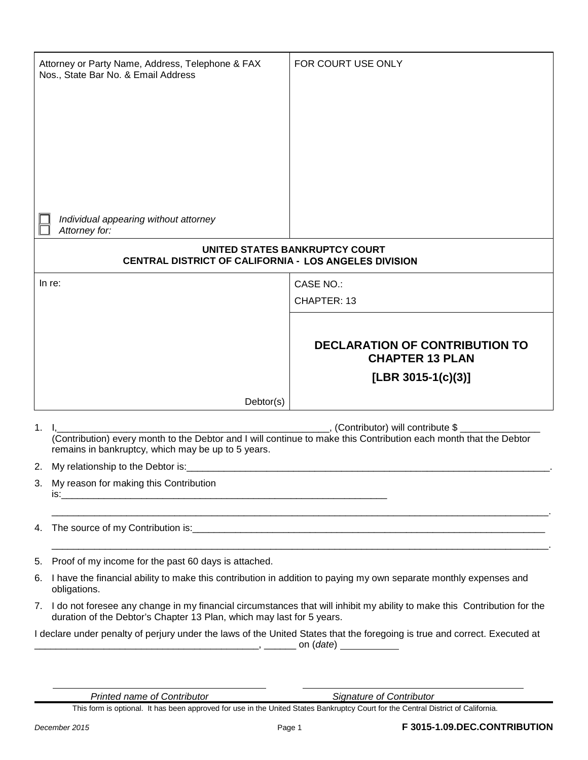| Attorney or Party Name, Address, Telephone & FAX Nos., State Bar No. & Email Address<br><br>☐ *Individual appearing without attorney*<br>☐ *Attorney for:* | FOR COURT USE ONLY |
|---|---|
| **UNITED STATES BANKRUPTCY COURT**<br>**CENTRAL DISTRICT OF CALIFORNIA - LOS ANGELES DIVISION** | |
| In re:<br><br><br><br>Debtor(s) | CASE NO.:<br>CHAPTER: 13<br><br>**DECLARATION OF CONTRIBUTION TO CHAPTER 13 PLAN**<br>**[LBR 3015-1(c)(3)]** |

1. I,_____________________________________________, (Contributor) will contribute $ ______________ (Contribution) every month to the Debtor and I will continue to make this Contribution each month that the Debtor remains in bankruptcy, which may be up to 5 years.
2. My relationship to the Debtor is:_____________________________________________________________________.
3. My reason for making this Contribution is:_________________________________________________________
_____________________________________________________________________________________________.
4. The source of my Contribution is:_____________________________________________________________
_____________________________________________________________________________________________.
5. Proof of my income for the past 60 days is attached.
6. I have the financial ability to make this contribution in addition to paying my own separate monthly expenses and obligations.
7. I do not foresee any change in my financial circumstances that will inhibit my ability to make this Contribution for the duration of the Debtor's Chapter 13 Plan, which may last for 5 years.

I declare under penalty of perjury under the laws of the United States that the foregoing is true and correct. Executed at ________________________________________, ______ on (*date*) ___________

| ______________________________ | ______________________________ |
|---|---|
| *Printed name of Contributor* | *Signature of Contributor* |

This form is optional. It has been approved for use in the United States Bankruptcy Court for the Central District of California.

*December 2015* **F 3015-1.09.DEC.CONTRIBUTION**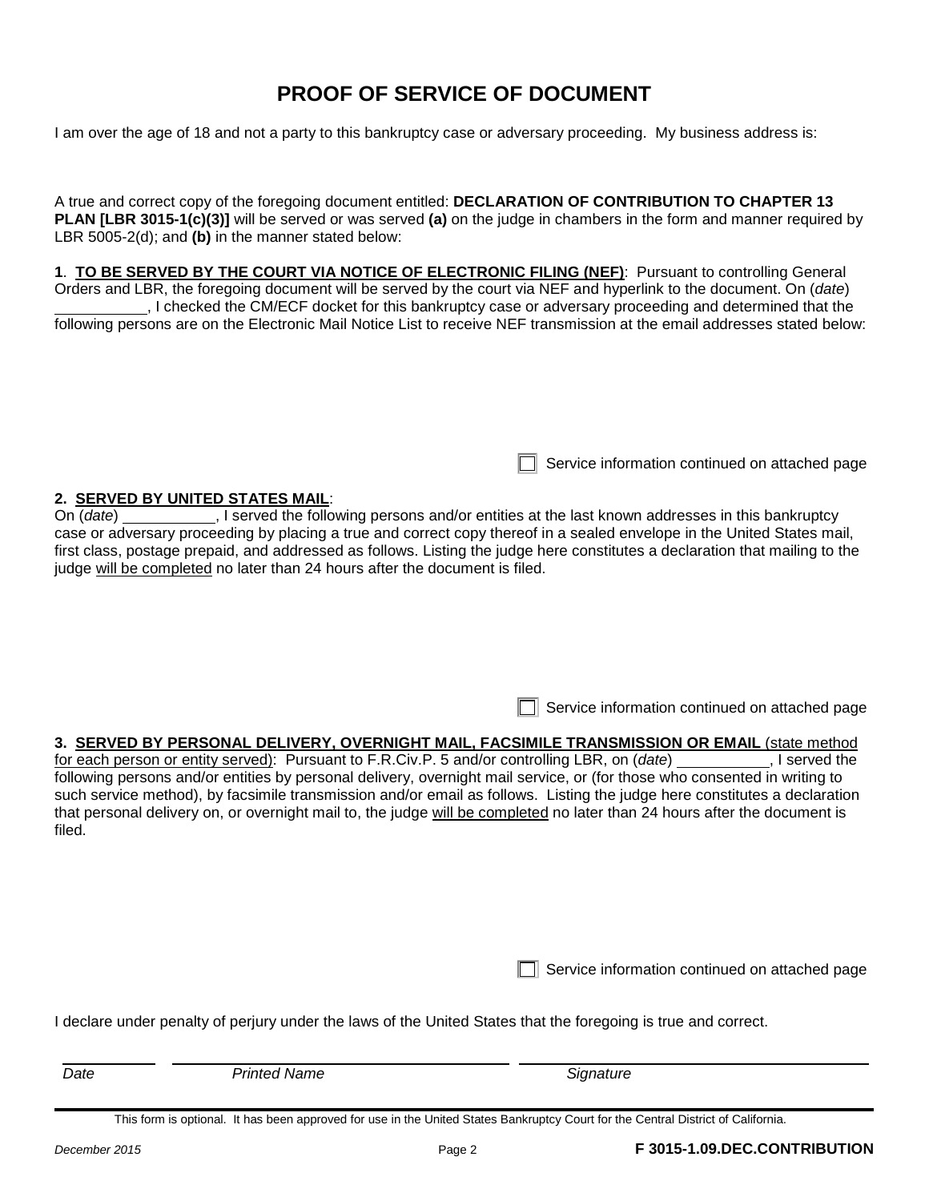# PROOF OF SERVICE OF DOCUMENT

I am over the age of 18 and not a party to this bankruptcy case or adversary proceeding. My business address is:

A true and correct copy of the foregoing document entitled: **DECLARATION OF CONTRIBUTION TO CHAPTER 13 PLAN [LBR 3015-1(c)(3)]** will be served or was served **(a)** on the judge in chambers in the form and manner required by LBR 5005-2(d); and **(b)** in the manner stated below:

**1**. **TO BE SERVED BY THE COURT VIA NOTICE OF ELECTRONIC FILING (NEF)**: Pursuant to controlling General Orders and LBR, the foregoing document will be served by the court via NEF and hyperlink to the document. On (*date*) \_\_\_\_\_\_\_\_\_\_\_, I checked the CM/ECF docket for this bankruptcy case or adversary proceeding and determined that the following persons are on the Electronic Mail Notice List to receive NEF transmission at the email addresses stated below:

☐ Service information continued on attached page

**2. SERVED BY UNITED STATES MAIL**:
On (*date*) \_\_\_\_\_\_\_\_\_\_\_, I served the following persons and/or entities at the last known addresses in this bankruptcy case or adversary proceeding by placing a true and correct copy thereof in a sealed envelope in the United States mail, first class, postage prepaid, and addressed as follows. Listing the judge here constitutes a declaration that mailing to the judge will be completed no later than 24 hours after the document is filed.

☐ Service information continued on attached page

**3. SERVED BY PERSONAL DELIVERY, OVERNIGHT MAIL, FACSIMILE TRANSMISSION OR EMAIL** (state method for each person or entity served): Pursuant to F.R.Civ.P. 5 and/or controlling LBR, on (*date*) \_\_\_\_\_\_\_\_\_\_\_, I served the following persons and/or entities by personal delivery, overnight mail service, or (for those who consented in writing to such service method), by facsimile transmission and/or email as follows. Listing the judge here constitutes a declaration that personal delivery on, or overnight mail to, the judge will be completed no later than 24 hours after the document is filed.

☐ Service information continued on attached page

I declare under penalty of perjury under the laws of the United States that the foregoing is true and correct.

| | | |
|---|---|---|
| \_\_\_\_\_\_\_\_\_\_ | \_\_\_\_\_\_\_\_\_\_\_\_\_\_\_\_\_\_\_\_\_\_\_\_\_\_\_\_\_\_ | \_\_\_\_\_\_\_\_\_\_\_\_\_\_\_\_\_\_\_\_\_\_\_\_\_\_\_\_\_\_ |
| *Date* | *Printed Name* | *Signature* |

This form is optional. It has been approved for use in the United States Bankruptcy Court for the Central District of California.

*December 2015* **F 3015-1.09.DEC.CONTRIBUTION**